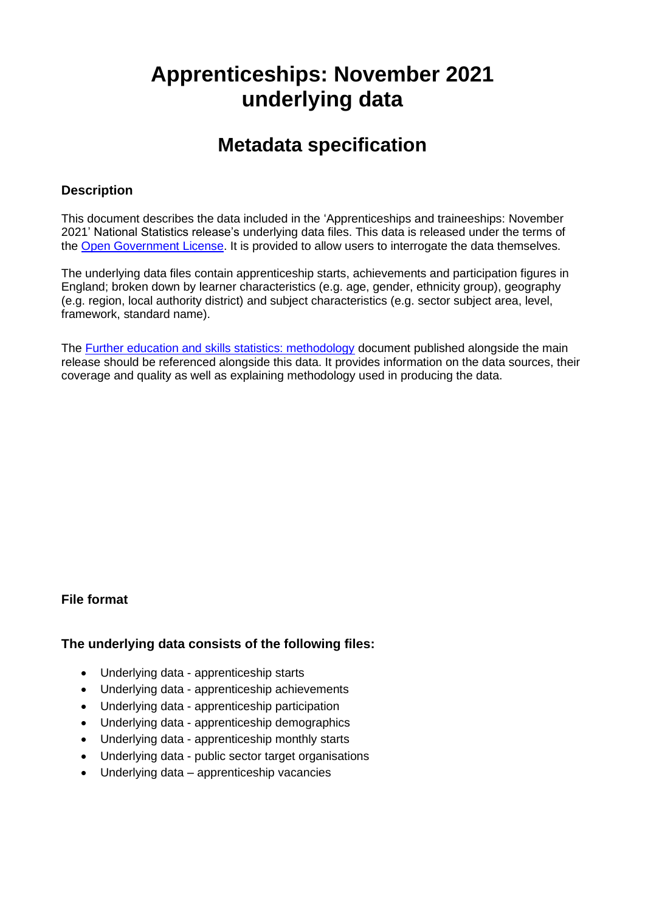# Apprenticeships: November 2021 underlying data

## Metadata specification

### Description

This document describes the data included in the 'Apprenticeships and traineeships: November 2021' National Statistics release's underlying data files. This data is released under the terms of the [Open Government License](). It is provided to allow users to interrogate the data themselves.

The underlying data files contain apprenticeship starts, achievements and participation figures in England; broken down by learner characteristics (e.g. age, gender, ethnicity group), geography (e.g. region, local authority district) and subject characteristics (e.g. sector subject area, level, framework, standard name).

The [Further education and skills statistics: methodology]() document published alongside the main release should be referenced alongside this data. It provides information on the data sources, their coverage and quality as well as explaining methodology used in producing the data.

### File format

### The underlying data consists of the following files:

- Underlying data - apprenticeship starts
- Underlying data - apprenticeship achievements
- Underlying data - apprenticeship participation
- Underlying data - apprenticeship demographics
- Underlying data - apprenticeship monthly starts
- Underlying data - public sector target organisations
- Underlying data – apprenticeship vacancies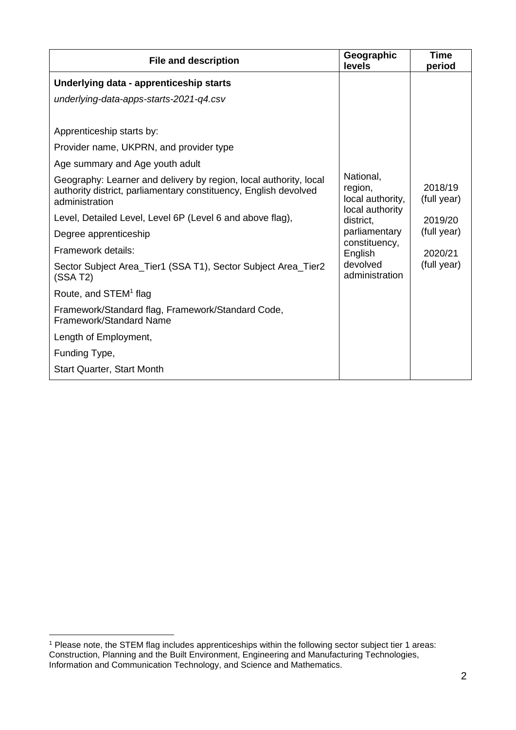| File and description | Geographic levels | Time period |
|---|---|---|
| **Underlying data - apprenticeship starts**<br>*underlying-data-apps-starts-2021-q4.csv*<br><br>Apprenticeship starts by:<br>Provider name, UKPRN, and provider type<br>Age summary and Age youth adult<br>Geography: Learner and delivery by region, local authority, local authority district, parliamentary constituency, English devolved administration<br>Level, Detailed Level, Level 6P (Level 6 and above flag),<br>Degree apprenticeship<br>Framework details:<br>Sector Subject Area_Tier1 (SSA T1), Sector Subject Area_Tier2 (SSA T2)<br>Route, and STEM[1] flag<br>Framework/Standard flag, Framework/Standard Code, Framework/Standard Name<br>Length of Employment,<br>Funding Type,<br>Start Quarter, Start Month | National, region, local authority, local authority district, parliamentary constituency, English devolved administration | 2018/19 (full year)<br>2019/20 (full year)<br>2020/21 (full year) |

[1] Please note, the STEM flag includes apprenticeships within the following sector subject tier 1 areas: Construction, Planning and the Built Environment, Engineering and Manufacturing Technologies, Information and Communication Technology, and Science and Mathematics.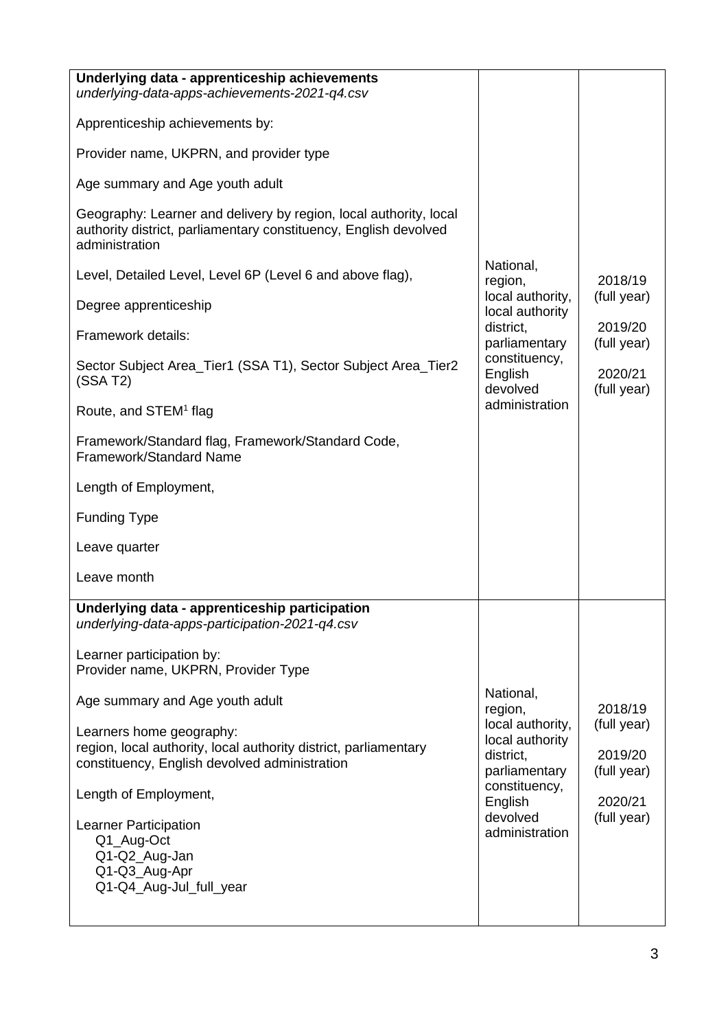| | | |
|---|---|---|
| **Underlying data - apprenticeship achievements**<br>*underlying-data-apps-achievements-2021-q4.csv*<br><br>Apprenticeship achievements by:<br><br>Provider name, UKPRN, and provider type<br><br>Age summary and Age youth adult<br><br>Geography: Learner and delivery by region, local authority, local authority district, parliamentary constituency, English devolved administration<br><br>Level, Detailed Level, Level 6P (Level 6 and above flag),<br><br>Degree apprenticeship<br><br>Framework details:<br><br>Sector Subject Area_Tier1 (SSA T1), Sector Subject Area_Tier2 (SSA T2)<br><br>Route, and STEM[1] flag<br><br>Framework/Standard flag, Framework/Standard Code, Framework/Standard Name<br><br>Length of Employment,<br><br>Funding Type<br><br>Leave quarter<br><br>Leave month | National, region, local authority, local authority district, parliamentary constituency, English devolved administration | 2018/19 (full year)<br><br>2019/20 (full year)<br><br>2020/21 (full year) |
| **Underlying data - apprenticeship participation**<br>*underlying-data-apps-participation-2021-q4.csv*<br><br>Learner participation by:<br>Provider name, UKPRN, Provider Type<br><br>Age summary and Age youth adult<br><br>Learners home geography:<br>region, local authority, local authority district, parliamentary constituency, English devolved administration<br><br>Length of Employment,<br><br>Learner Participation<br>Q1_Aug-Oct<br>Q1-Q2_Aug-Jan<br>Q1-Q3_Aug-Apr<br>Q1-Q4_Aug-Jul_full_year | National, region, local authority, local authority district, parliamentary constituency, English devolved administration | 2018/19 (full year)<br><br>2019/20 (full year)<br><br>2020/21 (full year) |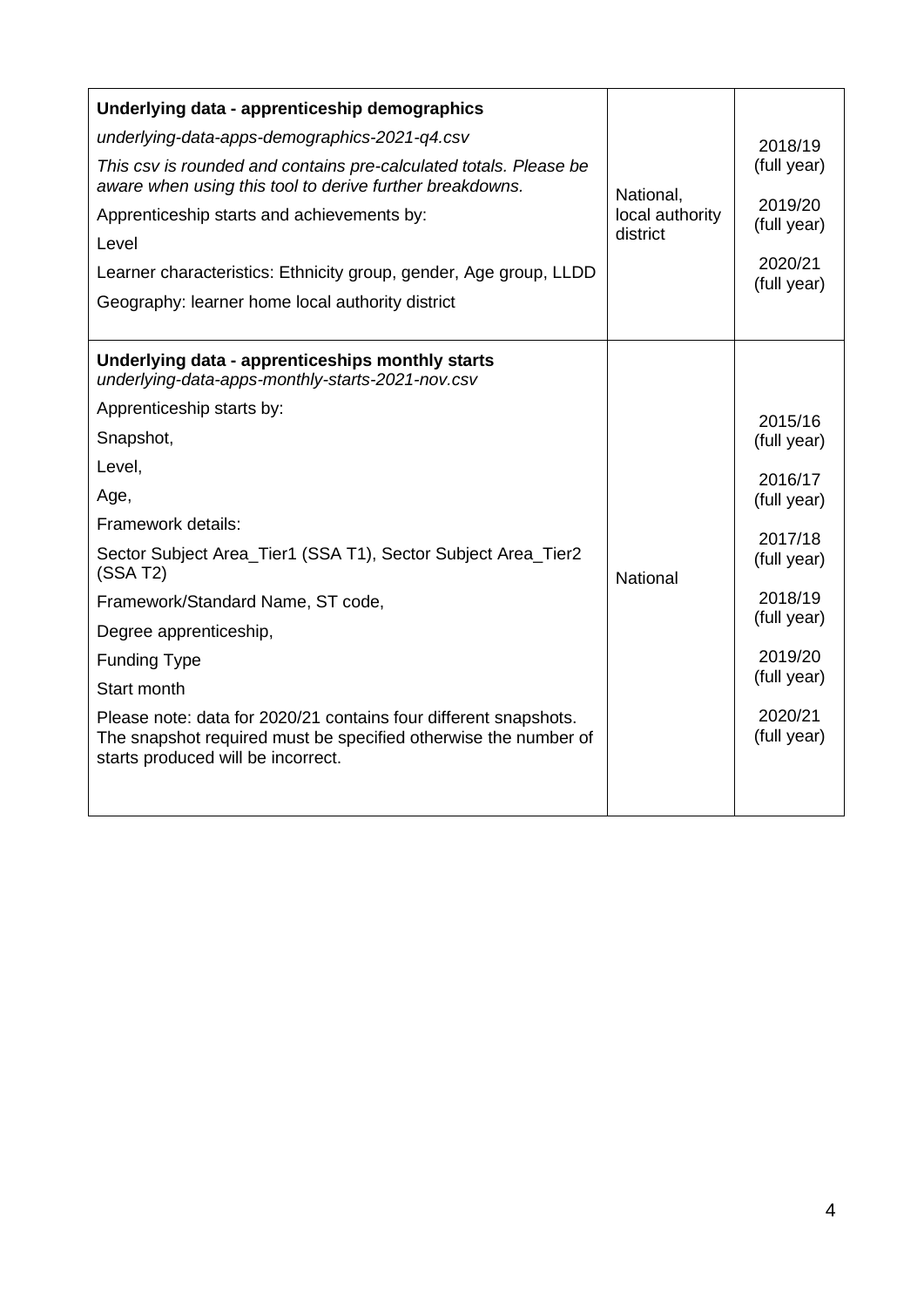| | | |
|---|---|---|
| **Underlying data - apprenticeship demographics**<br>*underlying-data-apps-demographics-2021-q4.csv*<br>*This csv is rounded and contains pre-calculated totals. Please be aware when using this tool to derive further breakdowns.*<br>Apprenticeship starts and achievements by:<br>Level<br>Learner characteristics: Ethnicity group, gender, Age group, LLDD<br>Geography: learner home local authority district | National, local authority district | 2018/19 (full year)<br>2019/20 (full year)<br>2020/21 (full year) |
| **Underlying data - apprenticeships monthly starts**<br>*underlying-data-apps-monthly-starts-2021-nov.csv*<br>Apprenticeship starts by:<br>Snapshot,<br>Level,<br>Age,<br>Framework details:<br>Sector Subject Area_Tier1 (SSA T1), Sector Subject Area_Tier2 (SSA T2)<br>Framework/Standard Name, ST code,<br>Degree apprenticeship,<br>Funding Type<br>Start month<br>Please note: data for 2020/21 contains four different snapshots. The snapshot required must be specified otherwise the number of starts produced will be incorrect. | National | 2015/16 (full year)<br>2016/17 (full year)<br>2017/18 (full year)<br>2018/19 (full year)<br>2019/20 (full year)<br>2020/21 (full year) |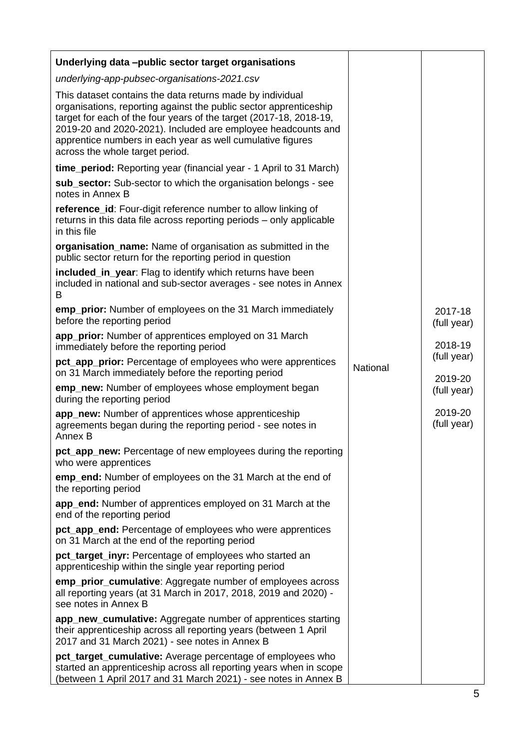| Underlying data –public sector target organisations | | |
|---|---|---|
| *underlying-app-pubsec-organisations-2021.csv*<br><br>This dataset contains the data returns made by individual organisations, reporting against the public sector apprenticeship target for each of the four years of the target (2017-18, 2018-19, 2019-20 and 2020-2021). Included are employee headcounts and apprentice numbers in each year as well cumulative figures across the whole target period.<br><br>**time_period:** Reporting year (financial year - 1 April to 31 March)<br><br>**sub_sector:** Sub-sector to which the organisation belongs - see notes in Annex B<br><br>**reference_id**: Four-digit reference number to allow linking of returns in this data file across reporting periods – only applicable in this file<br><br>**organisation_name:** Name of organisation as submitted in the public sector return for the reporting period in question<br><br>**included_in_year**: Flag to identify which returns have been included in national and sub-sector averages - see notes in Annex B<br><br>**emp_prior:** Number of employees on the 31 March immediately before the reporting period<br><br>**app_prior:** Number of apprentices employed on 31 March immediately before the reporting period<br><br>**pct_app_prior:** Percentage of employees who were apprentices on 31 March immediately before the reporting period<br><br>**emp_new:** Number of employees whose employment began during the reporting period<br><br>**app_new:** Number of apprentices whose apprenticeship agreements began during the reporting period - see notes in Annex B<br><br>**pct_app_new:** Percentage of new employees during the reporting who were apprentices<br><br>**emp_end:** Number of employees on the 31 March at the end of the reporting period<br><br>**app_end:** Number of apprentices employed on 31 March at the end of the reporting period<br><br>**pct_app_end:** Percentage of employees who were apprentices on 31 March at the end of the reporting period<br><br>**pct_target_inyr:** Percentage of employees who started an apprenticeship within the single year reporting period<br><br>**emp_prior_cumulative**: Aggregate number of employees across all reporting years (at 31 March in 2017, 2018, 2019 and 2020) - see notes in Annex B<br><br>**app_new_cumulative:** Aggregate number of apprentices starting their apprenticeship across all reporting years (between 1 April 2017 and 31 March 2021) - see notes in Annex B<br><br>**pct_target_cumulative:** Average percentage of employees who started an apprenticeship across all reporting years when in scope (between 1 April 2017 and 31 March 2021) - see notes in Annex B | National | 2017-18 (full year)<br><br>2018-19 (full year)<br><br>2019-20 (full year)<br><br>2019-20 (full year) |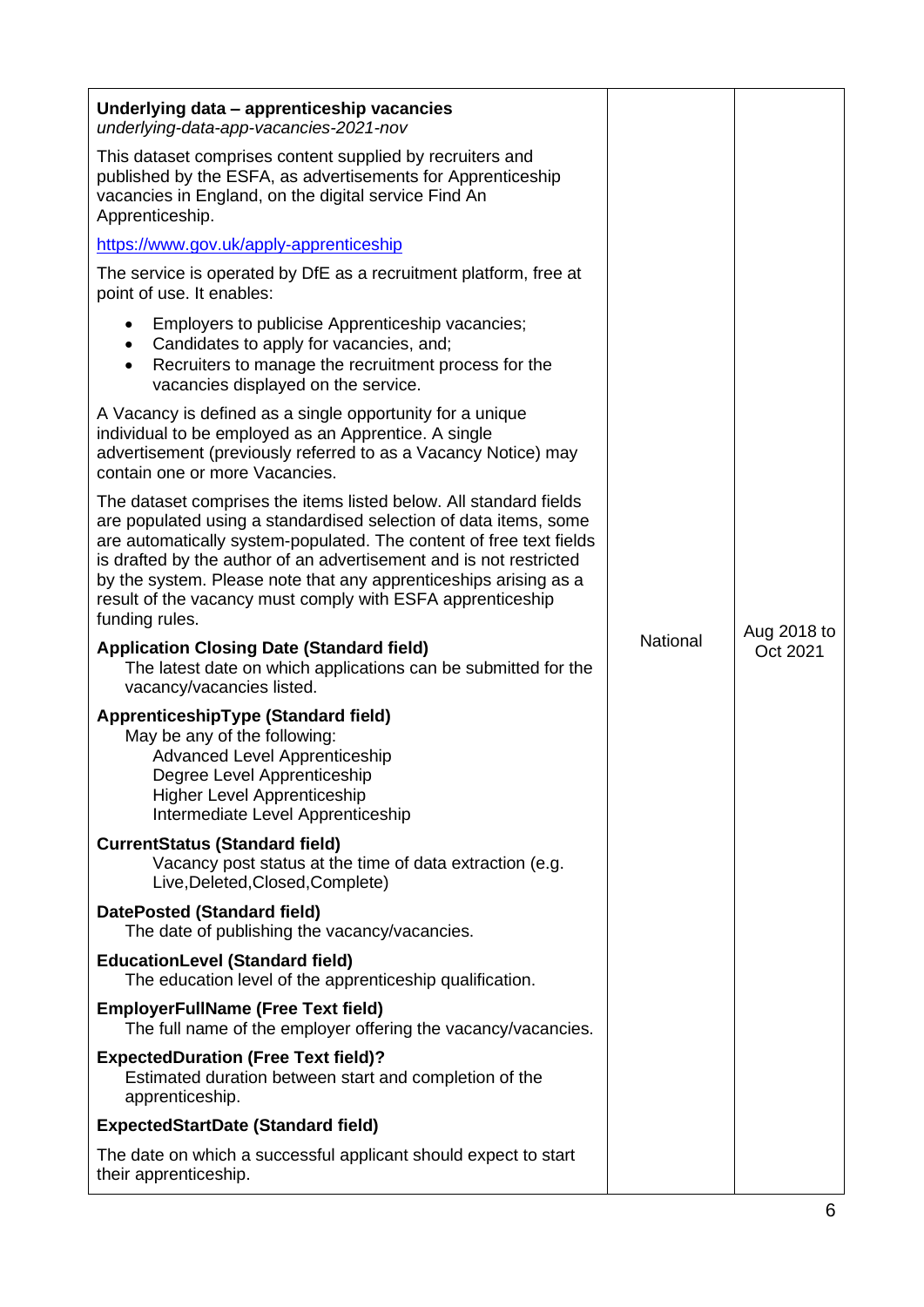| | | |
|---|---|---|
| **Underlying data – apprenticeship vacancies**<br>*underlying-data-app-vacancies-2021-nov*<br><br>This dataset comprises content supplied by recruiters and published by the ESFA, as advertisements for Apprenticeship vacancies in England, on the digital service Find An Apprenticeship.<br><br>https://www.gov.uk/apply-apprenticeship<br><br>The service is operated by DfE as a recruitment platform, free at point of use. It enables:<br>• Employers to publicise Apprenticeship vacancies;<br>• Candidates to apply for vacancies, and;<br>• Recruiters to manage the recruitment process for the vacancies displayed on the service.<br><br>A Vacancy is defined as a single opportunity for a unique individual to be employed as an Apprentice. A single advertisement (previously referred to as a Vacancy Notice) may contain one or more Vacancies.<br><br>The dataset comprises the items listed below. All standard fields are populated using a standardised selection of data items, some are automatically system-populated. The content of free text fields is drafted by the author of an advertisement and is not restricted by the system. Please note that any apprenticeships arising as a result of the vacancy must comply with ESFA apprenticeship funding rules.<br><br>**Application Closing Date (Standard field)**<br>The latest date on which applications can be submitted for the vacancy/vacancies listed.<br><br>**ApprenticeshipType (Standard field)**<br>May be any of the following:<br>Advanced Level Apprenticeship<br>Degree Level Apprenticeship<br>Higher Level Apprenticeship<br>Intermediate Level Apprenticeship<br><br>**CurrentStatus (Standard field)**<br>Vacancy post status at the time of data extraction (e.g. Live,Deleted,Closed,Complete)<br><br>**DatePosted (Standard field)**<br>The date of publishing the vacancy/vacancies.<br><br>**EducationLevel (Standard field)**<br>The education level of the apprenticeship qualification.<br><br>**EmployerFullName (Free Text field)**<br>The full name of the employer offering the vacancy/vacancies.<br><br>**ExpectedDuration (Free Text field)?**<br>Estimated duration between start and completion of the apprenticeship.<br><br>**ExpectedStartDate (Standard field)**<br><br>The date on which a successful applicant should expect to start their apprenticeship. | National | Aug 2018 to Oct 2021 |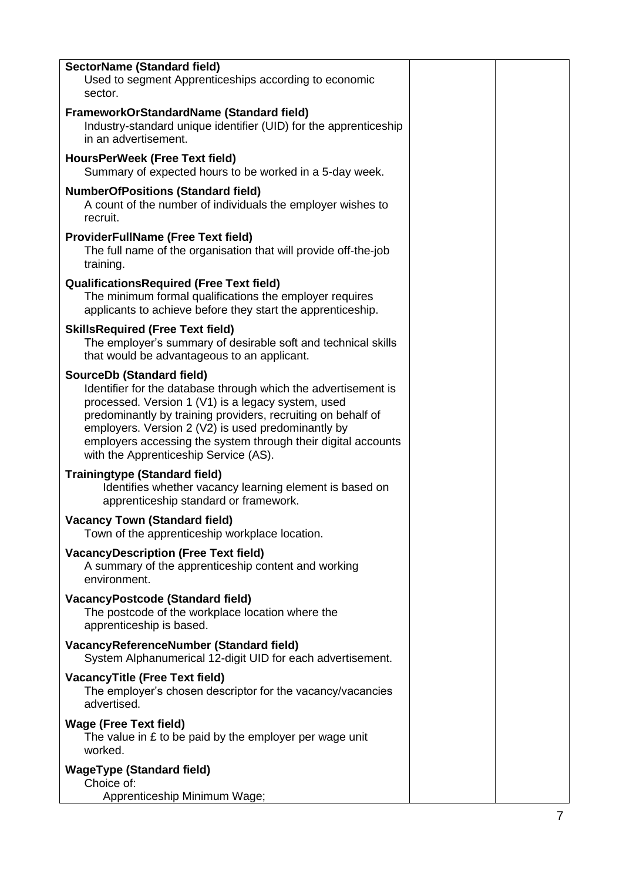| | | |
|---|---|---|
| **SectorName (Standard field)**<br>Used to segment Apprenticeships according to economic sector.<br><br>**FrameworkOrStandardName (Standard field)**<br>Industry-standard unique identifier (UID) for the apprenticeship in an advertisement.<br><br>**HoursPerWeek (Free Text field)**<br>Summary of expected hours to be worked in a 5-day week.<br><br>**NumberOfPositions (Standard field)**<br>A count of the number of individuals the employer wishes to recruit.<br><br>**ProviderFullName (Free Text field)**<br>The full name of the organisation that will provide off-the-job training.<br><br>**QualificationsRequired (Free Text field)**<br>The minimum formal qualifications the employer requires applicants to achieve before they start the apprenticeship.<br><br>**SkillsRequired (Free Text field)**<br>The employer's summary of desirable soft and technical skills that would be advantageous to an applicant.<br><br>**SourceDb (Standard field)**<br>Identifier for the database through which the advertisement is processed. Version 1 (V1) is a legacy system, used predominantly by training providers, recruiting on behalf of employers. Version 2 (V2) is used predominantly by employers accessing the system through their digital accounts with the Apprenticeship Service (AS).<br><br>**Trainingtype (Standard field)**<br>Identifies whether vacancy learning element is based on apprenticeship standard or framework.<br><br>**Vacancy Town (Standard field)**<br>Town of the apprenticeship workplace location.<br><br>**VacancyDescription (Free Text field)**<br>A summary of the apprenticeship content and working environment.<br><br>**VacancyPostcode (Standard field)**<br>The postcode of the workplace location where the apprenticeship is based.<br><br>**VacancyReferenceNumber (Standard field)**<br>System Alphanumerical 12-digit UID for each advertisement.<br><br>**VacancyTitle (Free Text field)**<br>The employer's chosen descriptor for the vacancy/vacancies advertised.<br><br>**Wage (Free Text field)**<br>The value in £ to be paid by the employer per wage unit worked.<br><br>**WageType (Standard field)**<br>Choice of:<br>Apprenticeship Minimum Wage; | | |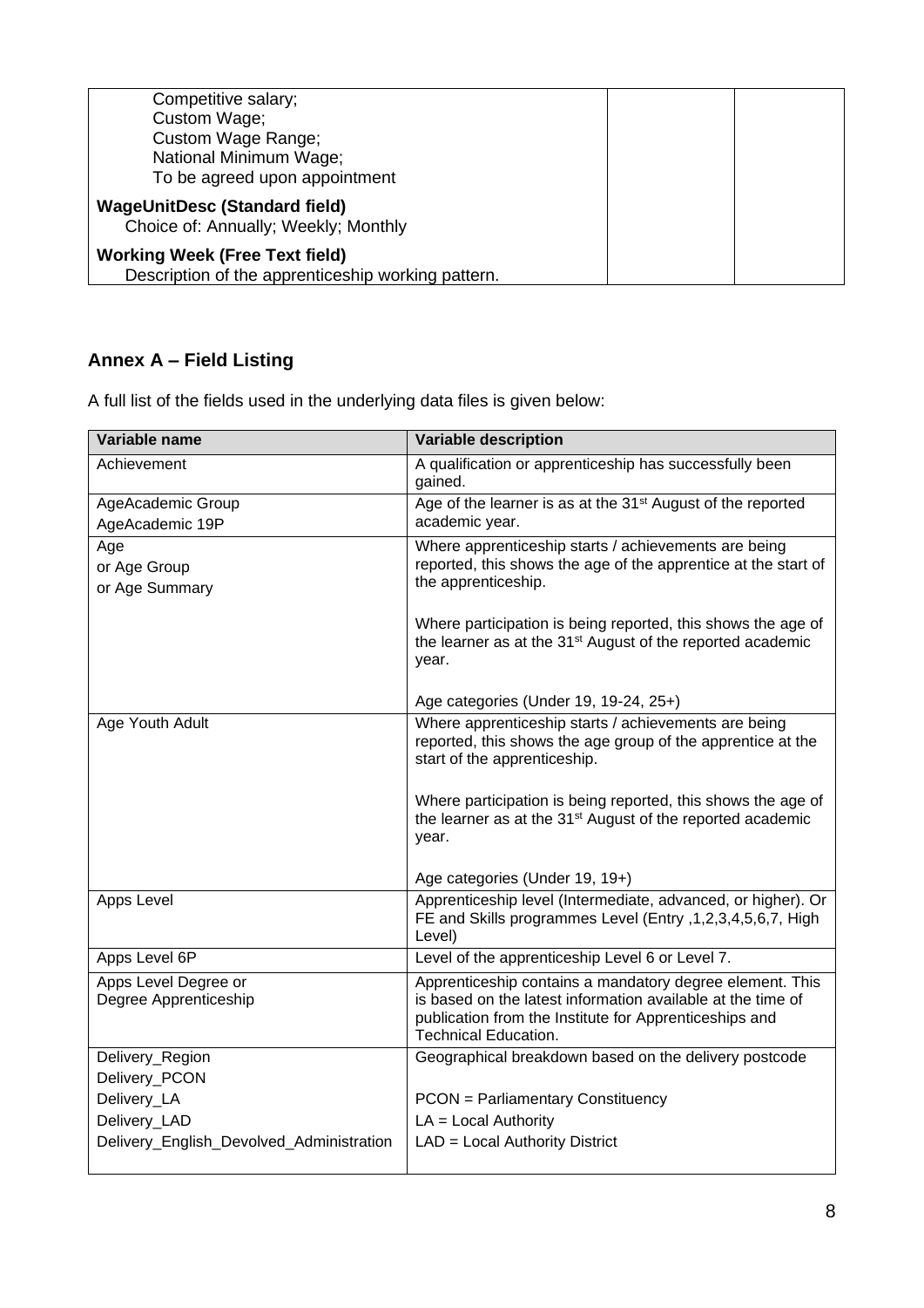| | | |
|---|---|---|
| Competitive salary;<br>Custom Wage;<br>Custom Wage Range;<br>National Minimum Wage;<br>To be agreed upon appointment | | |
| **WageUnitDesc (Standard field)**<br>Choice of: Annually; Weekly; Monthly | | |
| **Working Week (Free Text field)**<br>Description of the apprenticeship working pattern. | | |

## Annex A – Field Listing

A full list of the fields used in the underlying data files is given below:

| Variable name | Variable description |
|---|---|
| Achievement | A qualification or apprenticeship has successfully been gained. |
| AgeAcademic Group<br>AgeAcademic 19P | Age of the learner is as at the 31st August of the reported academic year. |
| Age<br>or Age Group<br>or Age Summary | Where apprenticeship starts / achievements are being reported, this shows the age of the apprentice at the start of the apprenticeship.<br><br>Where participation is being reported, this shows the age of the learner as at the 31st August of the reported academic year.<br><br>Age categories (Under 19, 19-24, 25+) |
| Age Youth Adult | Where apprenticeship starts / achievements are being reported, this shows the age group of the apprentice at the start of the apprenticeship.<br><br>Where participation is being reported, this shows the age of the learner as at the 31st August of the reported academic year.<br><br>Age categories (Under 19, 19+) |
| Apps Level | Apprenticeship level (Intermediate, advanced, or higher). Or FE and Skills programmes Level (Entry ,1,2,3,4,5,6,7, High Level) |
| Apps Level 6P | Level of the apprenticeship Level 6 or Level 7. |
| Apps Level Degree or<br>Degree Apprenticeship | Apprenticeship contains a mandatory degree element. This is based on the latest information available at the time of publication from the Institute for Apprenticeships and Technical Education. |
| Delivery_Region<br>Delivery_PCON<br>Delivery_LA<br>Delivery_LAD<br>Delivery_English_Devolved_Administration | Geographical breakdown based on the delivery postcode<br><br>PCON = Parliamentary Constituency<br>LA = Local Authority<br>LAD = Local Authority District |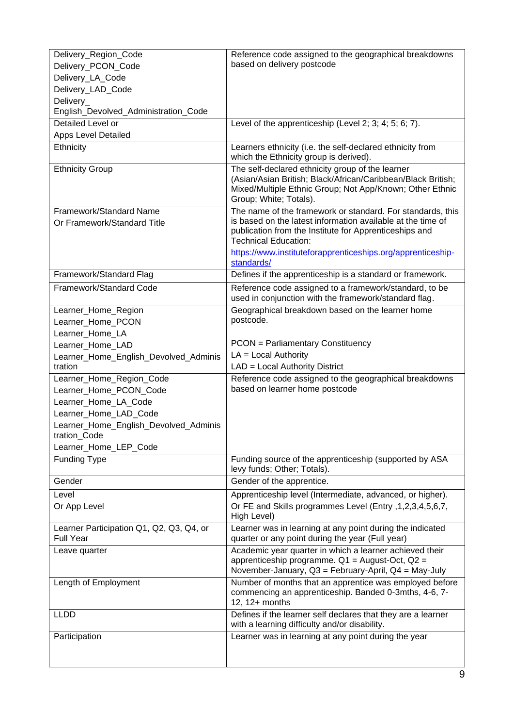| | |
|---|---|
| Delivery_Region_Code<br>Delivery_PCON_Code<br>Delivery_LA_Code<br>Delivery_LAD_Code<br>Delivery_ English_Devolved_Administration_Code | Reference code assigned to the geographical breakdowns based on delivery postcode |
| Detailed Level or<br>Apps Level Detailed | Level of the apprenticeship (Level 2; 3; 4; 5; 6; 7). |
| Ethnicity | Learners ethnicity (i.e. the self-declared ethnicity from which the Ethnicity group is derived). |
| Ethnicity Group | The self-declared ethnicity group of the learner (Asian/Asian British; Black/African/Caribbean/Black British; Mixed/Multiple Ethnic Group; Not App/Known; Other Ethnic Group; White; Totals). |
| Framework/Standard Name<br>Or Framework/Standard Title | The name of the framework or standard. For standards, this is based on the latest information available at the time of publication from the Institute for Apprenticeships and Technical Education:<br>[https://www.instituteforapprenticeships.org/apprenticeship-standards/](https://www.instituteforapprenticeships.org/apprenticeship-standards/) |
| Framework/Standard Flag | Defines if the apprenticeship is a standard or framework. |
| Framework/Standard Code | Reference code assigned to a framework/standard, to be used in conjunction with the framework/standard flag. |
| Learner_Home_Region<br>Learner_Home_PCON<br>Learner_Home_LA<br>Learner_Home_LAD<br>Learner_Home_English_Devolved_Administration | Geographical breakdown based on the learner home postcode.<br><br>PCON = Parliamentary Constituency<br>LA = Local Authority<br>LAD = Local Authority District |
| Learner_Home_Region_Code<br>Learner_Home_PCON_Code<br>Learner_Home_LA_Code<br>Learner_Home_LAD_Code<br>Learner_Home_English_Devolved_Administration_Code<br>Learner_Home_LEP_Code | Reference code assigned to the geographical breakdowns based on learner home postcode |
| Funding Type | Funding source of the apprenticeship (supported by ASA levy funds; Other; Totals). |
| Gender | Gender of the apprentice. |
| Level<br>Or App Level | Apprenticeship level (Intermediate, advanced, or higher).<br>Or FE and Skills programmes Level (Entry ,1,2,3,4,5,6,7, High Level) |
| Learner Participation Q1, Q2, Q3, Q4, or Full Year | Learner was in learning at any point during the indicated quarter or any point during the year (Full year) |
| Leave quarter | Academic year quarter in which a learner achieved their apprenticeship programme. Q1 = August-Oct, Q2 = November-January, Q3 = February-April, Q4 = May-July |
| Length of Employment | Number of months that an apprentice was employed before commencing an apprenticeship. Banded 0-3mths, 4-6, 7-12, 12+ months |
| LLDD | Defines if the learner self declares that they are a learner with a learning difficulty and/or disability. |
| Participation | Learner was in learning at any point during the year |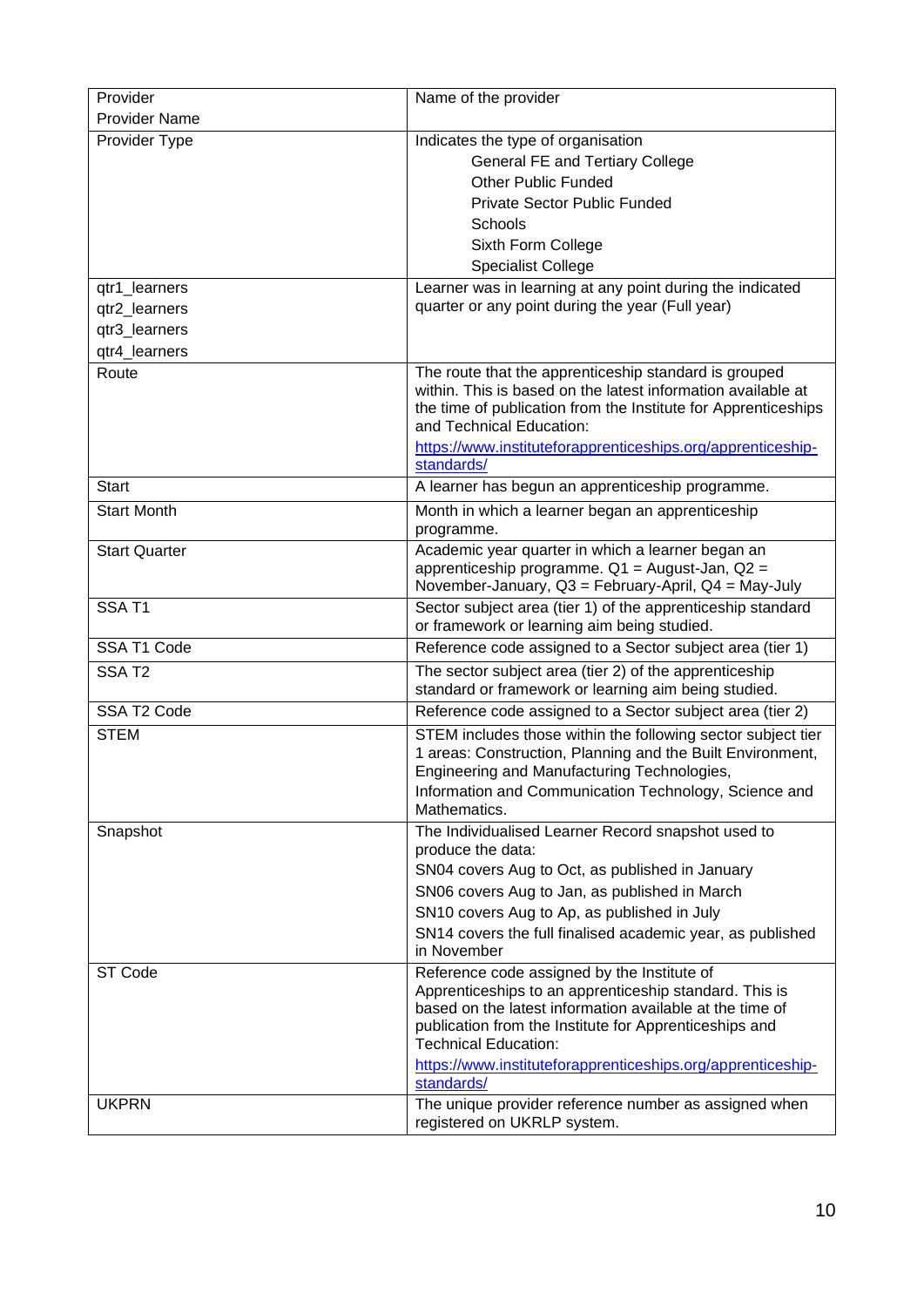| | |
|---|---|
| Provider<br>Provider Name | Name of the provider |
| Provider Type | Indicates the type of organisation<br>General FE and Tertiary College<br>Other Public Funded<br>Private Sector Public Funded<br>Schools<br>Sixth Form College<br>Specialist College |
| qtr1_learners<br>qtr2_learners<br>qtr3_learners<br>qtr4_learners | Learner was in learning at any point during the indicated quarter or any point during the year (Full year) |
| Route | The route that the apprenticeship standard is grouped within. This is based on the latest information available at the time of publication from the Institute for Apprenticeships and Technical Education:<br>https://www.instituteforapprenticeships.org/apprenticeship-standards/ |
| Start | A learner has begun an apprenticeship programme. |
| Start Month | Month in which a learner began an apprenticeship programme. |
| Start Quarter | Academic year quarter in which a learner began an apprenticeship programme. Q1 = August-Jan, Q2 = November-January, Q3 = February-April, Q4 = May-July |
| SSA T1 | Sector subject area (tier 1) of the apprenticeship standard or framework or learning aim being studied. |
| SSA T1 Code | Reference code assigned to a Sector subject area (tier 1) |
| SSA T2 | The sector subject area (tier 2) of the apprenticeship standard or framework or learning aim being studied. |
| SSA T2 Code | Reference code assigned to a Sector subject area (tier 2) |
| STEM | STEM includes those within the following sector subject tier 1 areas: Construction, Planning and the Built Environment, Engineering and Manufacturing Technologies, Information and Communication Technology, Science and Mathematics. |
| Snapshot | The Individualised Learner Record snapshot used to produce the data:<br>SN04 covers Aug to Oct, as published in January<br>SN06 covers Aug to Jan, as published in March<br>SN10 covers Aug to Ap, as published in July<br>SN14 covers the full finalised academic year, as published in November |
| ST Code | Reference code assigned by the Institute of Apprenticeships to an apprenticeship standard. This is based on the latest information available at the time of publication from the Institute for Apprenticeships and Technical Education:<br>https://www.instituteforapprenticeships.org/apprenticeship-standards/ |
| UKPRN | The unique provider reference number as assigned when registered on UKRLP system. |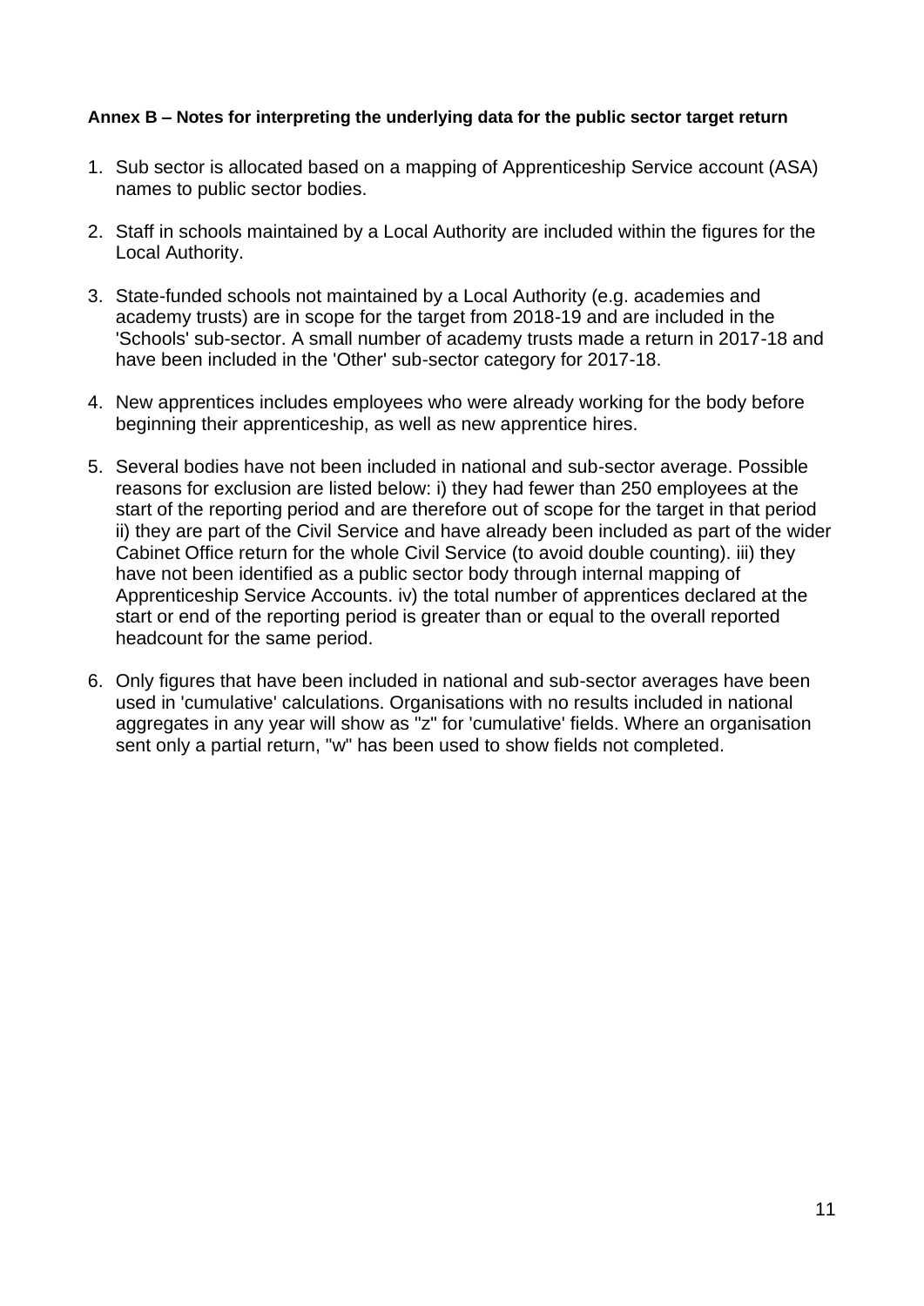**Annex B – Notes for interpreting the underlying data for the public sector target return**

1. Sub sector is allocated based on a mapping of Apprenticeship Service account (ASA) names to public sector bodies.

2. Staff in schools maintained by a Local Authority are included within the figures for the Local Authority.

3. State-funded schools not maintained by a Local Authority (e.g. academies and academy trusts) are in scope for the target from 2018-19 and are included in the 'Schools' sub-sector. A small number of academy trusts made a return in 2017-18 and have been included in the 'Other' sub-sector category for 2017-18.

4. New apprentices includes employees who were already working for the body before beginning their apprenticeship, as well as new apprentice hires.

5. Several bodies have not been included in national and sub-sector average. Possible reasons for exclusion are listed below: i) they had fewer than 250 employees at the start of the reporting period and are therefore out of scope for the target in that period ii) they are part of the Civil Service and have already been included as part of the wider Cabinet Office return for the whole Civil Service (to avoid double counting). iii) they have not been identified as a public sector body through internal mapping of Apprenticeship Service Accounts. iv) the total number of apprentices declared at the start or end of the reporting period is greater than or equal to the overall reported headcount for the same period.

6. Only figures that have been included in national and sub-sector averages have been used in 'cumulative' calculations. Organisations with no results included in national aggregates in any year will show as "z" for 'cumulative' fields. Where an organisation sent only a partial return, "w" has been used to show fields not completed.